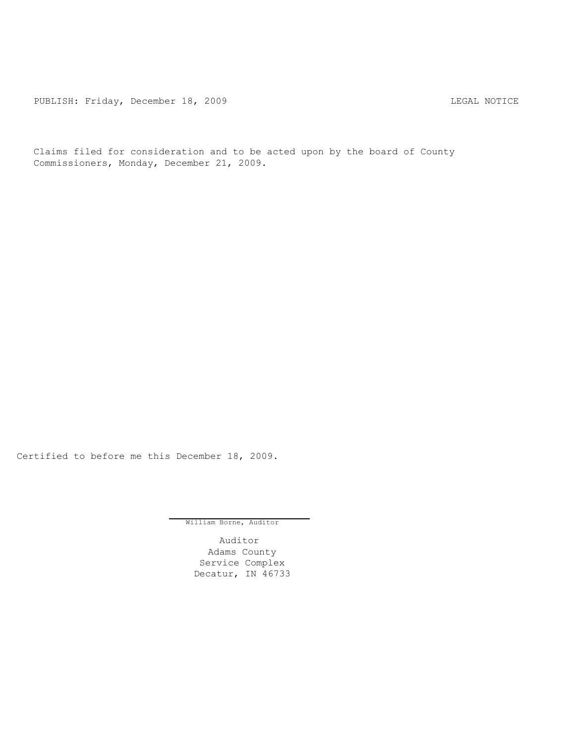PUBLISH: Friday, December 18, 2009 LEGAL NOTICE

Claims filed for consideration and to be acted upon by the board of County Commissioners, Monday, December 21, 2009.

Certified to before me this December 18, 2009.

William Borne, Auditor

Auditor
Adams County
Service Complex
Decatur, IN 46733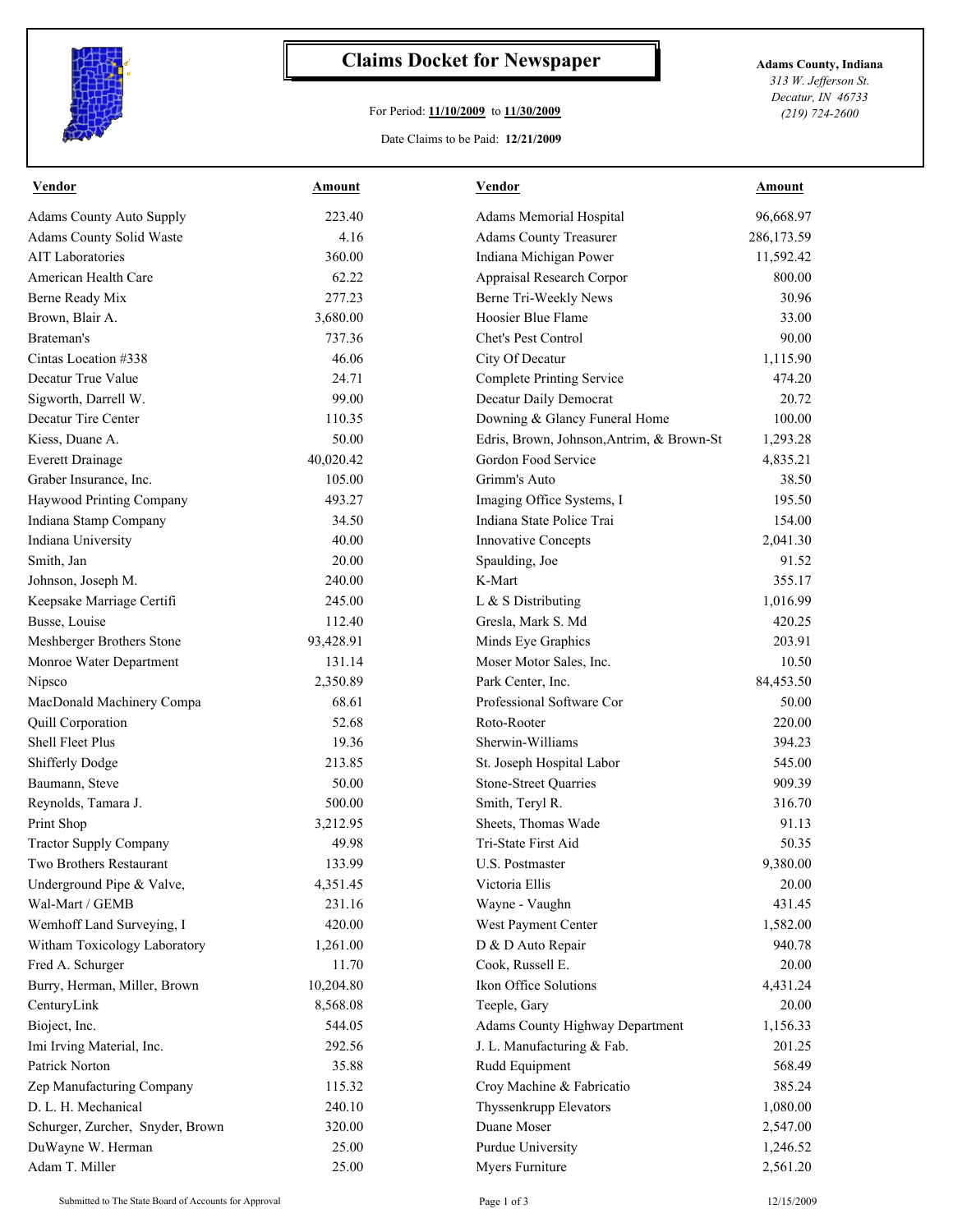# Claims Docket for Newspaper

For Period: **11/10/2009** to **11/30/2009**

Date Claims to be Paid: **12/21/2009**

**Adams County, Indiana**
*313 W. Jefferson St.*
*Decatur, IN 46733*
*(219) 724-2600*

| Vendor | Amount | Vendor | Amount |
|---|---|---|---|
| Adams County Auto Supply | 223.40 | Adams Memorial Hospital | 96,668.97 |
| Adams County Solid Waste | 4.16 | Adams County Treasurer | 286,173.59 |
| AIT Laboratories | 360.00 | Indiana Michigan Power | 11,592.42 |
| American Health Care | 62.22 | Appraisal Research Corpor | 800.00 |
| Berne Ready Mix | 277.23 | Berne Tri-Weekly News | 30.96 |
| Brown, Blair A. | 3,680.00 | Hoosier Blue Flame | 33.00 |
| Brateman's | 737.36 | Chet's Pest Control | 90.00 |
| Cintas Location #338 | 46.06 | City Of Decatur | 1,115.90 |
| Decatur True Value | 24.71 | Complete Printing Service | 474.20 |
| Sigworth, Darrell W. | 99.00 | Decatur Daily Democrat | 20.72 |
| Decatur Tire Center | 110.35 | Downing & Glancy Funeral Home | 100.00 |
| Kiess, Duane A. | 50.00 | Edris, Brown, Johnson,Antrim, & Brown-St | 1,293.28 |
| Everett Drainage | 40,020.42 | Gordon Food Service | 4,835.21 |
| Graber Insurance, Inc. | 105.00 | Grimm's Auto | 38.50 |
| Haywood Printing Company | 493.27 | Imaging Office Systems, I | 195.50 |
| Indiana Stamp Company | 34.50 | Indiana State Police Trai | 154.00 |
| Indiana University | 40.00 | Innovative Concepts | 2,041.30 |
| Smith, Jan | 20.00 | Spaulding, Joe | 91.52 |
| Johnson, Joseph M. | 240.00 | K-Mart | 355.17 |
| Keepsake Marriage Certifi | 245.00 | L & S Distributing | 1,016.99 |
| Busse, Louise | 112.40 | Gresla, Mark S. Md | 420.25 |
| Meshberger Brothers Stone | 93,428.91 | Minds Eye Graphics | 203.91 |
| Monroe Water Department | 131.14 | Moser Motor Sales, Inc. | 10.50 |
| Nipsco | 2,350.89 | Park Center, Inc. | 84,453.50 |
| MacDonald Machinery Compa | 68.61 | Professional Software Cor | 50.00 |
| Quill Corporation | 52.68 | Roto-Rooter | 220.00 |
| Shell Fleet Plus | 19.36 | Sherwin-Williams | 394.23 |
| Shifferly Dodge | 213.85 | St. Joseph Hospital Labor | 545.00 |
| Baumann, Steve | 50.00 | Stone-Street Quarries | 909.39 |
| Reynolds, Tamara J. | 500.00 | Smith, Teryl R. | 316.70 |
| Print Shop | 3,212.95 | Sheets, Thomas Wade | 91.13 |
| Tractor Supply Company | 49.98 | Tri-State First Aid | 50.35 |
| Two Brothers Restaurant | 133.99 | U.S. Postmaster | 9,380.00 |
| Underground Pipe & Valve, | 4,351.45 | Victoria Ellis | 20.00 |
| Wal-Mart / GEMB | 231.16 | Wayne - Vaughn | 431.45 |
| Wemhoff Land Surveying, I | 420.00 | West Payment Center | 1,582.00 |
| Witham Toxicology Laboratory | 1,261.00 | D & D Auto Repair | 940.78 |
| Fred A. Schurger | 11.70 | Cook, Russell E. | 20.00 |
| Burry, Herman, Miller, Brown | 10,204.80 | Ikon Office Solutions | 4,431.24 |
| CenturyLink | 8,568.08 | Teeple, Gary | 20.00 |
| Bioject, Inc. | 544.05 | Adams County Highway Department | 1,156.33 |
| Imi Irving Material, Inc. | 292.56 | J. L. Manufacturing & Fab. | 201.25 |
| Patrick Norton | 35.88 | Rudd Equipment | 568.49 |
| Zep Manufacturing Company | 115.32 | Croy Machine & Fabricatio | 385.24 |
| D. L. H. Mechanical | 240.10 | Thyssenkrupp Elevators | 1,080.00 |
| Schurger, Zurcher, Snyder, Brown | 320.00 | Duane Moser | 2,547.00 |
| DuWayne W. Herman | 25.00 | Purdue University | 1,246.52 |
| Adam T. Miller | 25.00 | Myers Furniture | 2,561.20 |

Submitted to The State Board of Accounts for Approval — 12/15/2009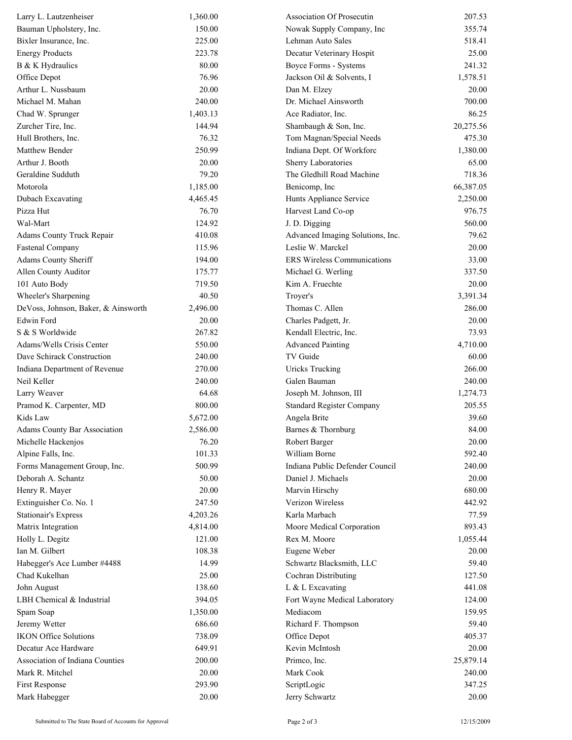| | | | |
|---|---|---|---|
| Larry L. Lautzenheiser | 1,360.00 | Association Of Prosecutin | 207.53 |
| Bauman Upholstery, Inc. | 150.00 | Nowak Supply Company, Inc | 355.74 |
| Bixler Insurance, Inc. | 225.00 | Lehman Auto Sales | 518.41 |
| Energy Products | 223.78 | Decatur Veterinary Hospit | 25.00 |
| B & K Hydraulics | 80.00 | Boyce Forms - Systems | 241.32 |
| Office Depot | 76.96 | Jackson Oil & Solvents, I | 1,578.51 |
| Arthur L. Nussbaum | 20.00 | Dan M. Elzey | 20.00 |
| Michael M. Mahan | 240.00 | Dr. Michael Ainsworth | 700.00 |
| Chad W. Sprunger | 1,403.13 | Ace Radiator, Inc. | 86.25 |
| Zurcher Tire, Inc. | 144.94 | Shambaugh & Son, Inc. | 20,275.56 |
| Hull Brothers, Inc. | 76.32 | Tom Magnan/Special Needs | 475.30 |
| Matthew Bender | 250.99 | Indiana Dept. Of Workforc | 1,380.00 |
| Arthur J. Booth | 20.00 | Sherry Laboratories | 65.00 |
| Geraldine Sudduth | 79.20 | The Gledhill Road Machine | 718.36 |
| Motorola | 1,185.00 | Benicomp, Inc | 66,387.05 |
| Dubach Excavating | 4,465.45 | Hunts Appliance Service | 2,250.00 |
| Pizza Hut | 76.70 | Harvest Land Co-op | 976.75 |
| Wal-Mart | 124.92 | J. D. Digging | 560.00 |
| Adams County Truck Repair | 410.08 | Advanced Imaging Solutions, Inc. | 79.62 |
| Fastenal Company | 115.96 | Leslie W. Marckel | 20.00 |
| Adams County Sheriff | 194.00 | ERS Wireless Communications | 33.00 |
| Allen County Auditor | 175.77 | Michael G. Werling | 337.50 |
| 101 Auto Body | 719.50 | Kim A. Fruechte | 20.00 |
| Wheeler's Sharpening | 40.50 | Troyer's | 3,391.34 |
| DeVoss, Johnson, Baker, & Ainsworth | 2,496.00 | Thomas C. Allen | 286.00 |
| Edwin Ford | 20.00 | Charles Padgett, Jr. | 20.00 |
| S & S Worldwide | 267.82 | Kendall Electric, Inc. | 73.93 |
| Adams/Wells Crisis Center | 550.00 | Advanced Painting | 4,710.00 |
| Dave Schirack Construction | 240.00 | TV Guide | 60.00 |
| Indiana Department of Revenue | 270.00 | Uricks Trucking | 266.00 |
| Neil Keller | 240.00 | Galen Bauman | 240.00 |
| Larry Weaver | 64.68 | Joseph M. Johnson, III | 1,274.73 |
| Pramod K. Carpenter, MD | 800.00 | Standard Register Company | 205.55 |
| Kids Law | 5,672.00 | Angela Brite | 39.60 |
| Adams County Bar Association | 2,586.00 | Barnes & Thornburg | 84.00 |
| Michelle Hackenjos | 76.20 | Robert Barger | 20.00 |
| Alpine Falls, Inc. | 101.33 | William Borne | 592.40 |
| Forms Management Group, Inc. | 500.99 | Indiana Public Defender Council | 240.00 |
| Deborah A. Schantz | 50.00 | Daniel J. Michaels | 20.00 |
| Henry R. Mayer | 20.00 | Marvin Hirschy | 680.00 |
| Extinguisher Co. No. 1 | 247.50 | Verizon Wireless | 442.92 |
| Stationair's Express | 4,203.26 | Karla Marbach | 77.59 |
| Matrix Integration | 4,814.00 | Moore Medical Corporation | 893.43 |
| Holly L. Degitz | 121.00 | Rex M. Moore | 1,055.44 |
| Ian M. Gilbert | 108.38 | Eugene Weber | 20.00 |
| Habegger's Ace Lumber #4488 | 14.99 | Schwartz Blacksmith, LLC | 59.40 |
| Chad Kukelhan | 25.00 | Cochran Distributing | 127.50 |
| John August | 138.60 | L & L Excavating | 441.08 |
| LBH Chemical & Industrial | 394.05 | Fort Wayne Medical Laboratory | 124.00 |
| Spam Soap | 1,350.00 | Mediacom | 159.95 |
| Jeremy Wetter | 686.60 | Richard F. Thompson | 59.40 |
| IKON Office Solutions | 738.09 | Office Depot | 405.37 |
| Decatur Ace Hardware | 649.91 | Kevin McIntosh | 20.00 |
| Association of Indiana Counties | 200.00 | Primco, Inc. | 25,879.14 |
| Mark R. Mitchel | 20.00 | Mark Cook | 240.00 |
| First Response | 293.90 | ScriptLogic | 347.25 |
| Mark Habegger | 20.00 | Jerry Schwartz | 20.00 |

Submitted to The State Board of Accounts for Approval 12/15/2009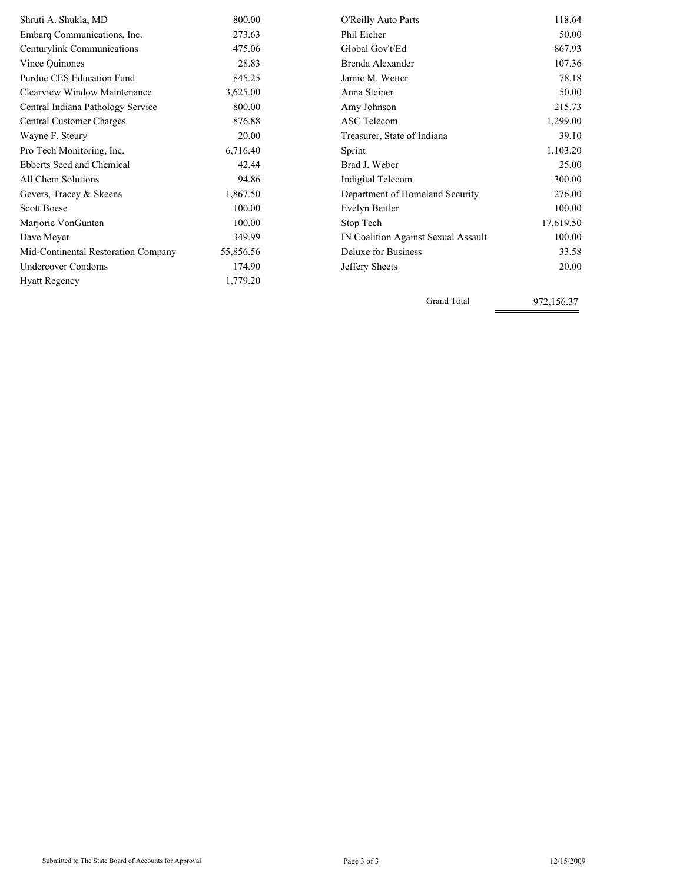| | |
|---|---|
| Shruti A. Shukla, MD | 800.00 |
| Embarq Communications, Inc. | 273.63 |
| Centurylink Communications | 475.06 |
| Vince Quinones | 28.83 |
| Purdue CES Education Fund | 845.25 |
| Clearview Window Maintenance | 3,625.00 |
| Central Indiana Pathology Service | 800.00 |
| Central Customer Charges | 876.88 |
| Wayne F. Steury | 20.00 |
| Pro Tech Monitoring, Inc. | 6,716.40 |
| Ebberts Seed and Chemical | 42.44 |
| All Chem Solutions | 94.86 |
| Gevers, Tracey & Skeens | 1,867.50 |
| Scott Boese | 100.00 |
| Marjorie VonGunten | 100.00 |
| Dave Meyer | 349.99 |
| Mid-Continental Restoration Company | 55,856.56 |
| Undercover Condoms | 174.90 |
| Hyatt Regency | 1,779.20 |
| O'Reilly Auto Parts | 118.64 |
| Phil Eicher | 50.00 |
| Global Gov't/Ed | 867.93 |
| Brenda Alexander | 107.36 |
| Jamie M. Wetter | 78.18 |
| Anna Steiner | 50.00 |
| Amy Johnson | 215.73 |
| ASC Telecom | 1,299.00 |
| Treasurer, State of Indiana | 39.10 |
| Sprint | 1,103.20 |
| Brad J. Weber | 25.00 |
| Indigital Telecom | 300.00 |
| Department of Homeland Security | 276.00 |
| Evelyn Beitler | 100.00 |
| Stop Tech | 17,619.50 |
| IN Coalition Against Sexual Assault | 100.00 |
| Deluxe for Business | 33.58 |
| Jeffery Sheets | 20.00 |
| Grand Total | 972,156.37 |

Submitted to The State Board of Accounts for Approval

12/15/2009